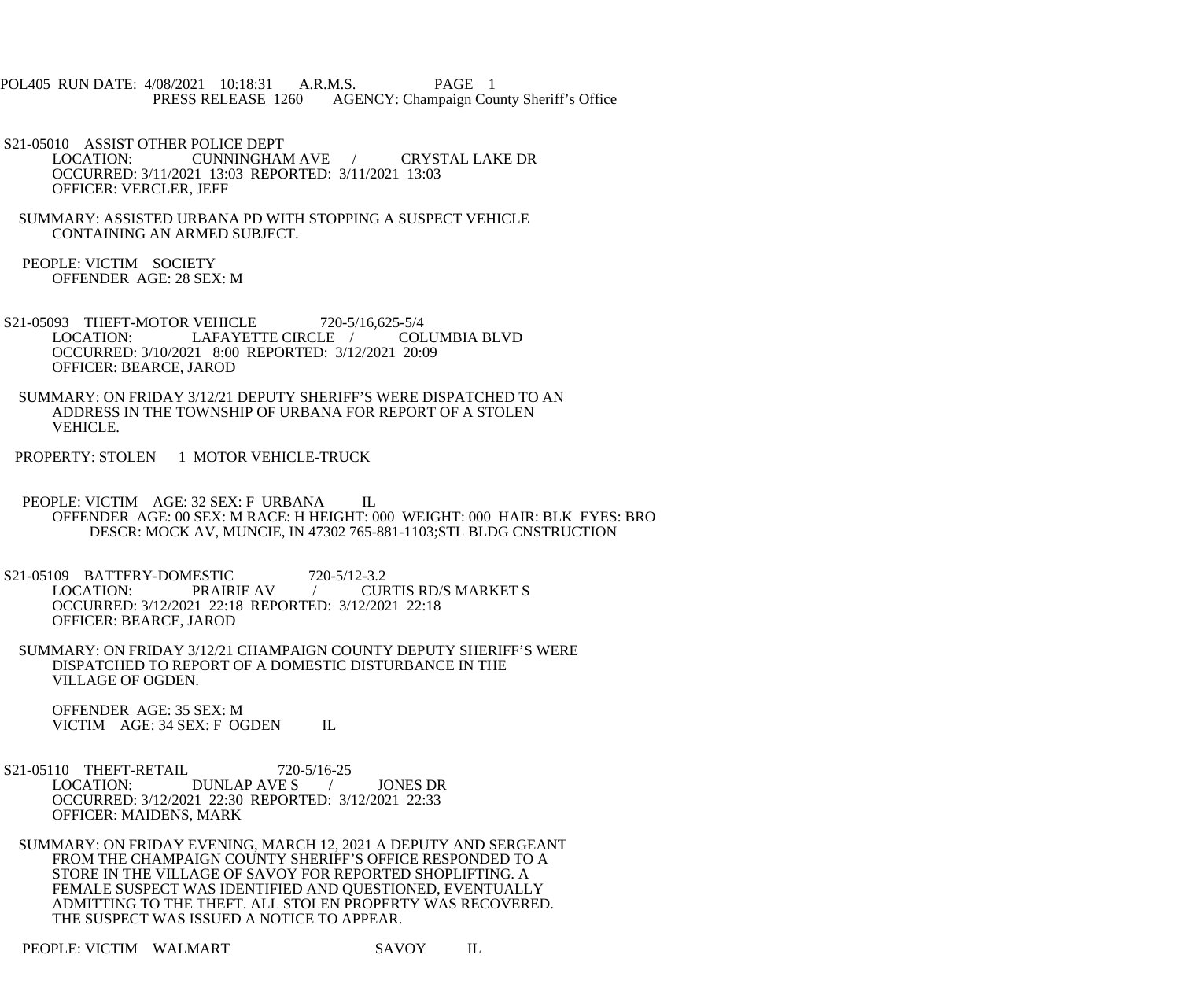POL405 RUN DATE: 4/08/2021 10:18:31 A.R.M.S. PAGE 1
PRESS RELEASE 1260 AGENCY: Champaign County Sheriff's Office

S21-05010 ASSIST OTHER POLICE DEPT
LOCATION: CUNNINGHAM AVE / CRYSTAL LAKE DR
OCCURRED: 3/11/2021 13:03 REPORTED: 3/11/2021 13:03
OFFICER: VERCLER, JEFF

SUMMARY: ASSISTED URBANA PD WITH STOPPING A SUSPECT VEHICLE CONTAINING AN ARMED SUBJECT.

PEOPLE: VICTIM SOCIETY
OFFENDER AGE: 28 SEX: M

S21-05093 THEFT-MOTOR VEHICLE 720-5/16,625-5/4
LOCATION: LAFAYETTE CIRCLE / COLUMBIA BLVD
OCCURRED: 3/10/2021 8:00 REPORTED: 3/12/2021 20:09
OFFICER: BEARCE, JAROD

SUMMARY: ON FRIDAY 3/12/21 DEPUTY SHERIFF'S WERE DISPATCHED TO AN ADDRESS IN THE TOWNSHIP OF URBANA FOR REPORT OF A STOLEN VEHICLE.

PROPERTY: STOLEN 1 MOTOR VEHICLE-TRUCK

PEOPLE: VICTIM AGE: 32 SEX: F URBANA IL
OFFENDER AGE: 00 SEX: M RACE: H HEIGHT: 000 WEIGHT: 000 HAIR: BLK EYES: BRO
DESCR: MOCK AV, MUNCIE, IN 47302 765-881-1103;STL BLDG CNSTRUCTION

S21-05109 BATTERY-DOMESTIC 720-5/12-3.2
LOCATION: PRAIRIE AV / CURTIS RD/S MARKET S
OCCURRED: 3/12/2021 22:18 REPORTED: 3/12/2021 22:18
OFFICER: BEARCE, JAROD

SUMMARY: ON FRIDAY 3/12/21 CHAMPAIGN COUNTY DEPUTY SHERIFF'S WERE DISPATCHED TO REPORT OF A DOMESTIC DISTURBANCE IN THE VILLAGE OF OGDEN.

OFFENDER AGE: 35 SEX: M
VICTIM AGE: 34 SEX: F OGDEN IL

S21-05110 THEFT-RETAIL 720-5/16-25
LOCATION: DUNLAP AVE S / JONES DR
OCCURRED: 3/12/2021 22:30 REPORTED: 3/12/2021 22:33
OFFICER: MAIDENS, MARK

SUMMARY: ON FRIDAY EVENING, MARCH 12, 2021 A DEPUTY AND SERGEANT FROM THE CHAMPAIGN COUNTY SHERIFF'S OFFICE RESPONDED TO A STORE IN THE VILLAGE OF SAVOY FOR REPORTED SHOPLIFTING. A FEMALE SUSPECT WAS IDENTIFIED AND QUESTIONED, EVENTUALLY ADMITTING TO THE THEFT. ALL STOLEN PROPERTY WAS RECOVERED. THE SUSPECT WAS ISSUED A NOTICE TO APPEAR.

PEOPLE: VICTIM WALMART SAVOY IL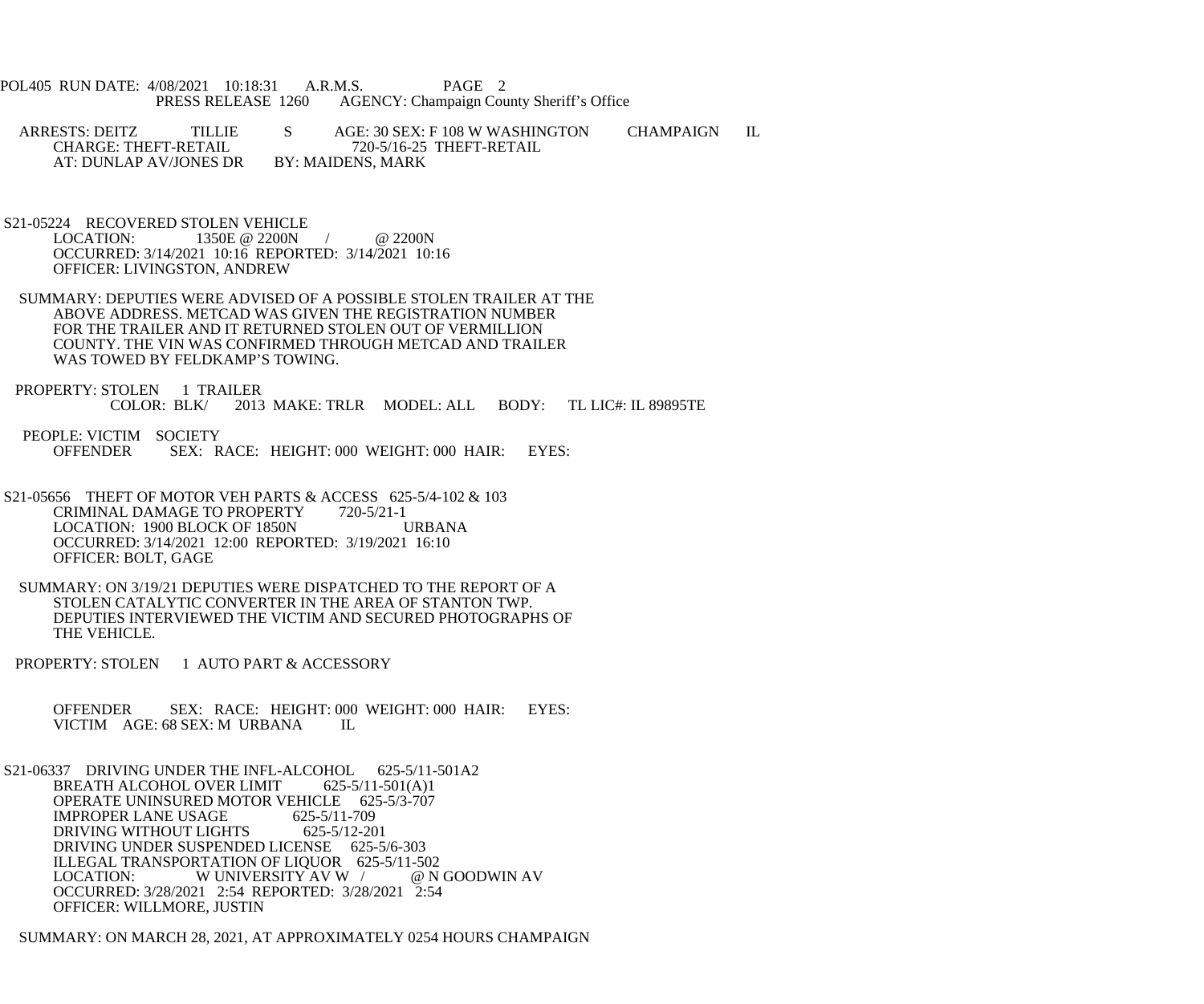ARRESTS: DEITZ TILLIE S AGE: 30 SEX: F 108 W WASHINGTON CHAMPAIGN IL
CHARGE: THEFT-RETAIL 720-5/16-25 THEFT-RETAIL
AT: DUNLAP AV/JONES DR BY: MAIDENS, MARK

S21-05224 RECOVERED STOLEN VEHICLE
LOCATION: 1350E @ 2200N / @ 2200N
OCCURRED: 3/14/2021 10:16 REPORTED: 3/14/2021 10:16
OFFICER: LIVINGSTON, ANDREW

SUMMARY: DEPUTIES WERE ADVISED OF A POSSIBLE STOLEN TRAILER AT THE ABOVE ADDRESS. METCAD WAS GIVEN THE REGISTRATION NUMBER FOR THE TRAILER AND IT RETURNED STOLEN OUT OF VERMILLION COUNTY. THE VIN WAS CONFIRMED THROUGH METCAD AND TRAILER WAS TOWED BY FELDKAMP'S TOWING.

PROPERTY: STOLEN 1 TRAILER
COLOR: BLK/ 2013 MAKE: TRLR MODEL: ALL BODY: TL LIC#: IL 89895TE

PEOPLE: VICTIM SOCIETY
OFFENDER SEX: RACE: HEIGHT: 000 WEIGHT: 000 HAIR: EYES:

S21-05656 THEFT OF MOTOR VEH PARTS & ACCESS 625-5/4-102 & 103
CRIMINAL DAMAGE TO PROPERTY 720-5/21-1
LOCATION: 1900 BLOCK OF 1850N URBANA
OCCURRED: 3/14/2021 12:00 REPORTED: 3/19/2021 16:10
OFFICER: BOLT, GAGE

SUMMARY: ON 3/19/21 DEPUTIES WERE DISPATCHED TO THE REPORT OF A STOLEN CATALYTIC CONVERTER IN THE AREA OF STANTON TWP. DEPUTIES INTERVIEWED THE VICTIM AND SECURED PHOTOGRAPHS OF THE VEHICLE.

PROPERTY: STOLEN 1 AUTO PART & ACCESSORY

OFFENDER SEX: RACE: HEIGHT: 000 WEIGHT: 000 HAIR: EYES:
VICTIM AGE: 68 SEX: M URBANA IL

S21-06337 DRIVING UNDER THE INFL-ALCOHOL 625-5/11-501A2
BREATH ALCOHOL OVER LIMIT 625-5/11-501(A)1
OPERATE UNINSURED MOTOR VEHICLE 625-5/3-707
IMPROPER LANE USAGE 625-5/11-709
DRIVING WITHOUT LIGHTS 625-5/12-201
DRIVING UNDER SUSPENDED LICENSE 625-5/6-303
ILLEGAL TRANSPORTATION OF LIQUOR 625-5/11-502
LOCATION: W UNIVERSITY AV W / @ N GOODWIN AV
OCCURRED: 3/28/2021 2:54 REPORTED: 3/28/2021 2:54
OFFICER: WILLMORE, JUSTIN

SUMMARY: ON MARCH 28, 2021, AT APPROXIMATELY 0254 HOURS CHAMPAIGN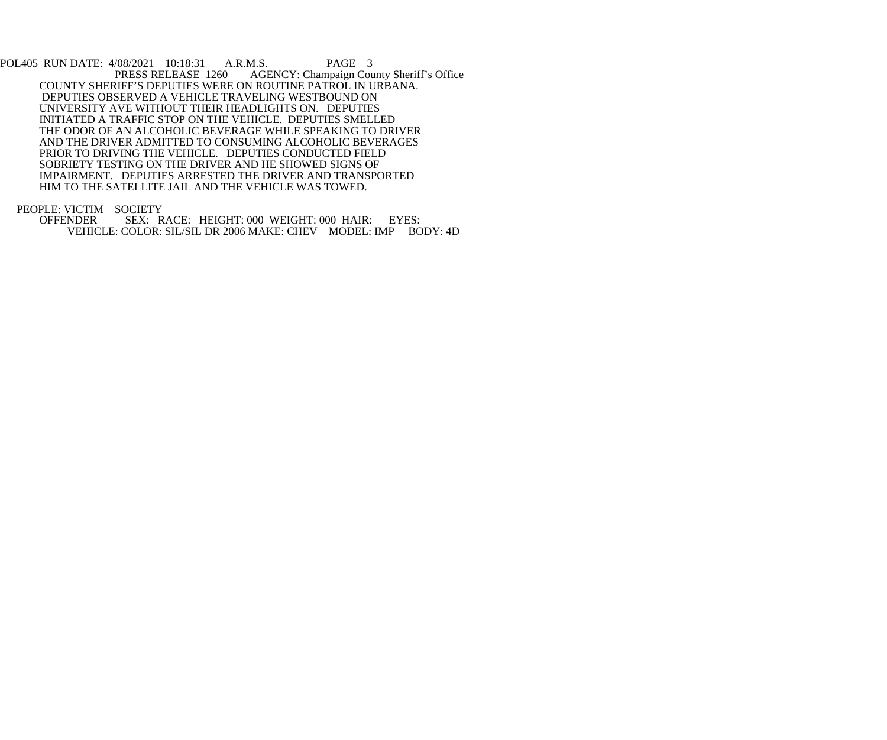PRESS RELEASE 1260 AGENCY: Champaign County Sheriff's Office

COUNTY SHERIFF'S DEPUTIES WERE ON ROUTINE PATROL IN URBANA. DEPUTIES OBSERVED A VEHICLE TRAVELING WESTBOUND ON UNIVERSITY AVE WITHOUT THEIR HEADLIGHTS ON. DEPUTIES INITIATED A TRAFFIC STOP ON THE VEHICLE. DEPUTIES SMELLED THE ODOR OF AN ALCOHOLIC BEVERAGE WHILE SPEAKING TO DRIVER AND THE DRIVER ADMITTED TO CONSUMING ALCOHOLIC BEVERAGES PRIOR TO DRIVING THE VEHICLE. DEPUTIES CONDUCTED FIELD SOBRIETY TESTING ON THE DRIVER AND HE SHOWED SIGNS OF IMPAIRMENT. DEPUTIES ARRESTED THE DRIVER AND TRANSPORTED HIM TO THE SATELLITE JAIL AND THE VEHICLE WAS TOWED.

PEOPLE: VICTIM SOCIETY
OFFENDER SEX: RACE: HEIGHT: 000 WEIGHT: 000 HAIR: EYES:
VEHICLE: COLOR: SIL/SIL DR 2006 MAKE: CHEV MODEL: IMP BODY: 4D